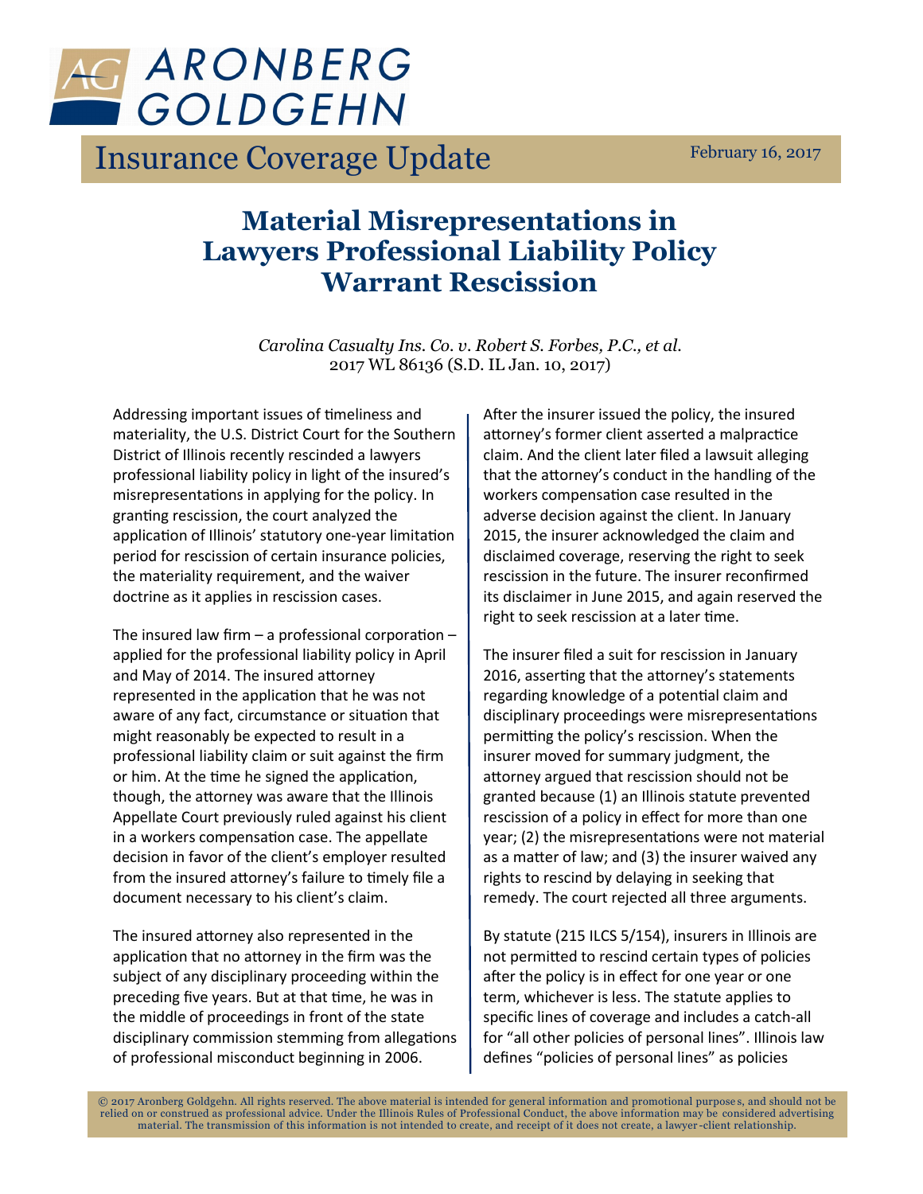# ARONBERG GOLDGEHN

## Insurance Coverage Update

February 16, 2017

# Material Misrepresentations in Lawyers Professional Liability Policy Warrant Rescission

*Carolina Casualty Ins. Co. v. Robert S. Forbes, P.C., et al.*
2017 WL 86136 (S.D. IL Jan. 10, 2017)

Addressing important issues of timeliness and materiality, the U.S. District Court for the Southern District of Illinois recently rescinded a lawyers professional liability policy in light of the insured's misrepresentations in applying for the policy. In granting rescission, the court analyzed the application of Illinois' statutory one-year limitation period for rescission of certain insurance policies, the materiality requirement, and the waiver doctrine as it applies in rescission cases.

The insured law firm – a professional corporation – applied for the professional liability policy in April and May of 2014. The insured attorney represented in the application that he was not aware of any fact, circumstance or situation that might reasonably be expected to result in a professional liability claim or suit against the firm or him. At the time he signed the application, though, the attorney was aware that the Illinois Appellate Court previously ruled against his client in a workers compensation case. The appellate decision in favor of the client's employer resulted from the insured attorney's failure to timely file a document necessary to his client's claim.

The insured attorney also represented in the application that no attorney in the firm was the subject of any disciplinary proceeding within the preceding five years. But at that time, he was in the middle of proceedings in front of the state disciplinary commission stemming from allegations of professional misconduct beginning in 2006.

After the insurer issued the policy, the insured attorney's former client asserted a malpractice claim. And the client later filed a lawsuit alleging that the attorney's conduct in the handling of the workers compensation case resulted in the adverse decision against the client. In January 2015, the insurer acknowledged the claim and disclaimed coverage, reserving the right to seek rescission in the future. The insurer reconfirmed its disclaimer in June 2015, and again reserved the right to seek rescission at a later time.

The insurer filed a suit for rescission in January 2016, asserting that the attorney's statements regarding knowledge of a potential claim and disciplinary proceedings were misrepresentations permitting the policy's rescission. When the insurer moved for summary judgment, the attorney argued that rescission should not be granted because (1) an Illinois statute prevented rescission of a policy in effect for more than one year; (2) the misrepresentations were not material as a matter of law; and (3) the insurer waived any rights to rescind by delaying in seeking that remedy. The court rejected all three arguments.

By statute (215 ILCS 5/154), insurers in Illinois are not permitted to rescind certain types of policies after the policy is in effect for one year or one term, whichever is less. The statute applies to specific lines of coverage and includes a catch-all for "all other policies of personal lines". Illinois law defines "policies of personal lines" as policies

© 2017 Aronberg Goldgehn. All rights reserved. The above material is intended for general information and promotional purposes, and should not be relied on or construed as professional advice. Under the Illinois Rules of Professional Conduct, the above information may be considered advertising material. The transmission of this information is not intended to create, and receipt of it does not create, a lawyer-client relationship.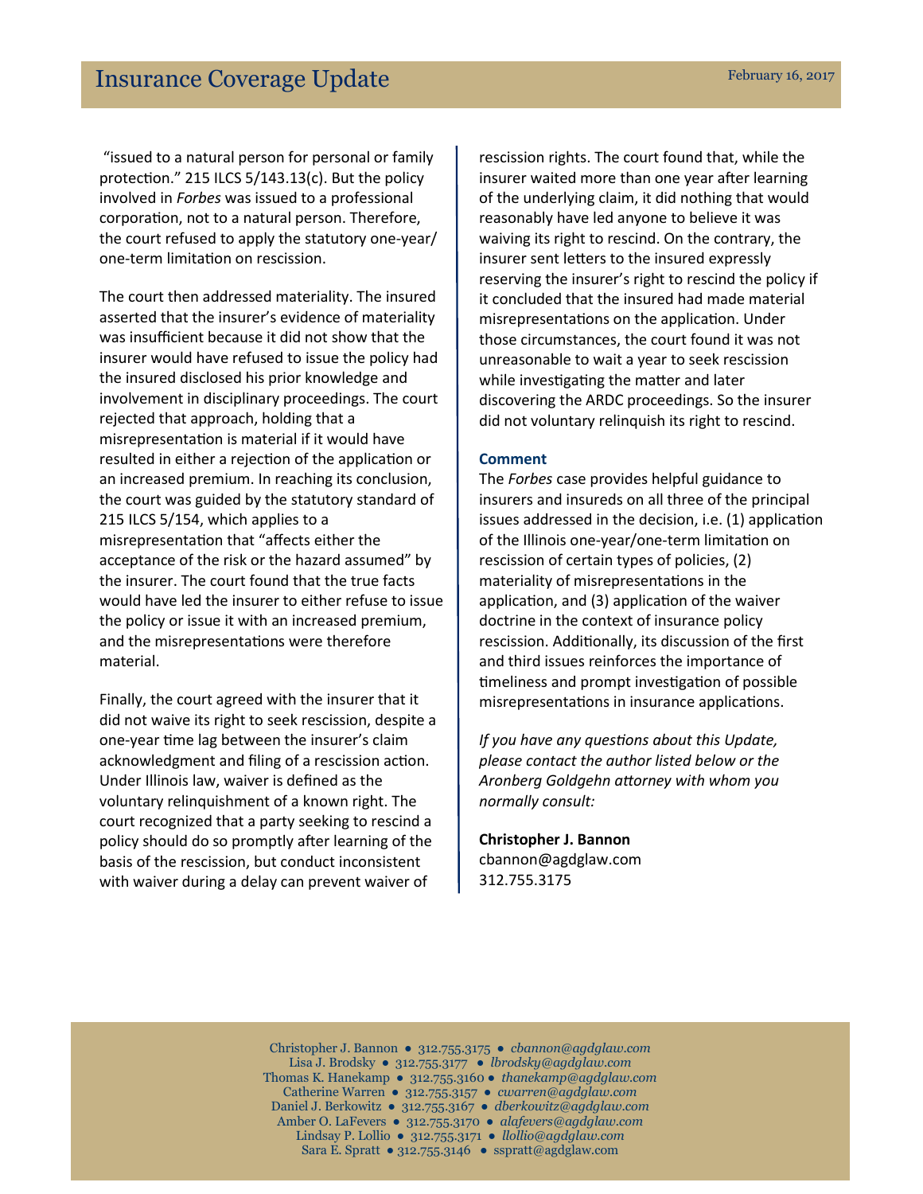"issued to a natural person for personal or family protection." 215 ILCS 5/143.13(c). But the policy involved in *Forbes* was issued to a professional corporation, not to a natural person. Therefore, the court refused to apply the statutory one-year/one-term limitation on rescission.

The court then addressed materiality. The insured asserted that the insurer's evidence of materiality was insufficient because it did not show that the insurer would have refused to issue the policy had the insured disclosed his prior knowledge and involvement in disciplinary proceedings. The court rejected that approach, holding that a misrepresentation is material if it would have resulted in either a rejection of the application or an increased premium. In reaching its conclusion, the court was guided by the statutory standard of 215 ILCS 5/154, which applies to a misrepresentation that "affects either the acceptance of the risk or the hazard assumed" by the insurer. The court found that the true facts would have led the insurer to either refuse to issue the policy or issue it with an increased premium, and the misrepresentations were therefore material.

Finally, the court agreed with the insurer that it did not waive its right to seek rescission, despite a one-year time lag between the insurer's claim acknowledgment and filing of a rescission action. Under Illinois law, waiver is defined as the voluntary relinquishment of a known right. The court recognized that a party seeking to rescind a policy should do so promptly after learning of the basis of the rescission, but conduct inconsistent with waiver during a delay can prevent waiver of rescission rights. The court found that, while the insurer waited more than one year after learning of the underlying claim, it did nothing that would reasonably have led anyone to believe it was waiving its right to rescind. On the contrary, the insurer sent letters to the insured expressly reserving the insurer's right to rescind the policy if it concluded that the insured had made material misrepresentations on the application. Under those circumstances, the court found it was not unreasonable to wait a year to seek rescission while investigating the matter and later discovering the ARDC proceedings. So the insurer did not voluntary relinquish its right to rescind.

### Comment

The *Forbes* case provides helpful guidance to insurers and insureds on all three of the principal issues addressed in the decision, i.e. (1) application of the Illinois one-year/one-term limitation on rescission of certain types of policies, (2) materiality of misrepresentations in the application, and (3) application of the waiver doctrine in the context of insurance policy rescission. Additionally, its discussion of the first and third issues reinforces the importance of timeliness and prompt investigation of possible misrepresentations in insurance applications.

*If you have any questions about this Update, please contact the author listed below or the Aronberg Goldgehn attorney with whom you normally consult:*

**Christopher J. Bannon**
cbannon@agdglaw.com
312.755.3175

Christopher J. Bannon ● 312.755.3175 ● *cbannon@agdglaw.com*
Lisa J. Brodsky ● 312.755.3177 ● *lbrodsky@agdglaw.com*
Thomas K. Hanekamp ● 312.755.3160 ● *thanekamp@agdglaw.com*
Catherine Warren ● 312.755.3157 ● *cwarren@agdglaw.com*
Daniel J. Berkowitz ● 312.755.3167 ● *dberkowitz@agdglaw.com*
Amber O. LaFevers ● 312.755.3170 ● *alafevers@agdglaw.com*
Lindsay P. Lollio ● 312.755.3171 ● *llollio@agdglaw.com*
Sara E. Spratt ● 312.755.3146 ● sspratt@agdglaw.com